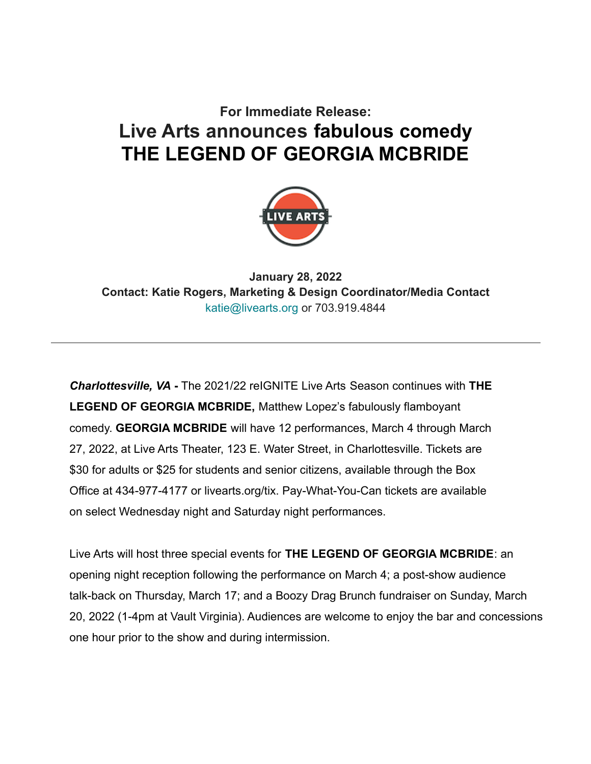**For Immediate Release:**

# Live Arts announces fabulous comedy THE LEGEND OF GEORGIA MCBRIDE

**January 28, 2022**
**Contact: Katie Rogers, Marketing & Design Coordinator/Media Contact**
katie@livearts.org or 703.919.4844

---

***Charlottesville, VA* -** The 2021/22 reIGNITE Live Arts Season continues with **THE LEGEND OF GEORGIA MCBRIDE,** Matthew Lopez's fabulously flamboyant comedy. **GEORGIA MCBRIDE** will have 12 performances, March 4 through March 27, 2022, at Live Arts Theater, 123 E. Water Street, in Charlottesville. Tickets are $30 for adults or $25 for students and senior citizens, available through the Box Office at 434-977-4177 or livearts.org/tix. Pay-What-You-Can tickets are available on select Wednesday night and Saturday night performances.

Live Arts will host three special events for **THE LEGEND OF GEORGIA MCBRIDE**: an opening night reception following the performance on March 4; a post-show audience talk-back on Thursday, March 17; and a Boozy Drag Brunch fundraiser on Sunday, March 20, 2022 (1-4pm at Vault Virginia). Audiences are welcome to enjoy the bar and concessions one hour prior to the show and during intermission.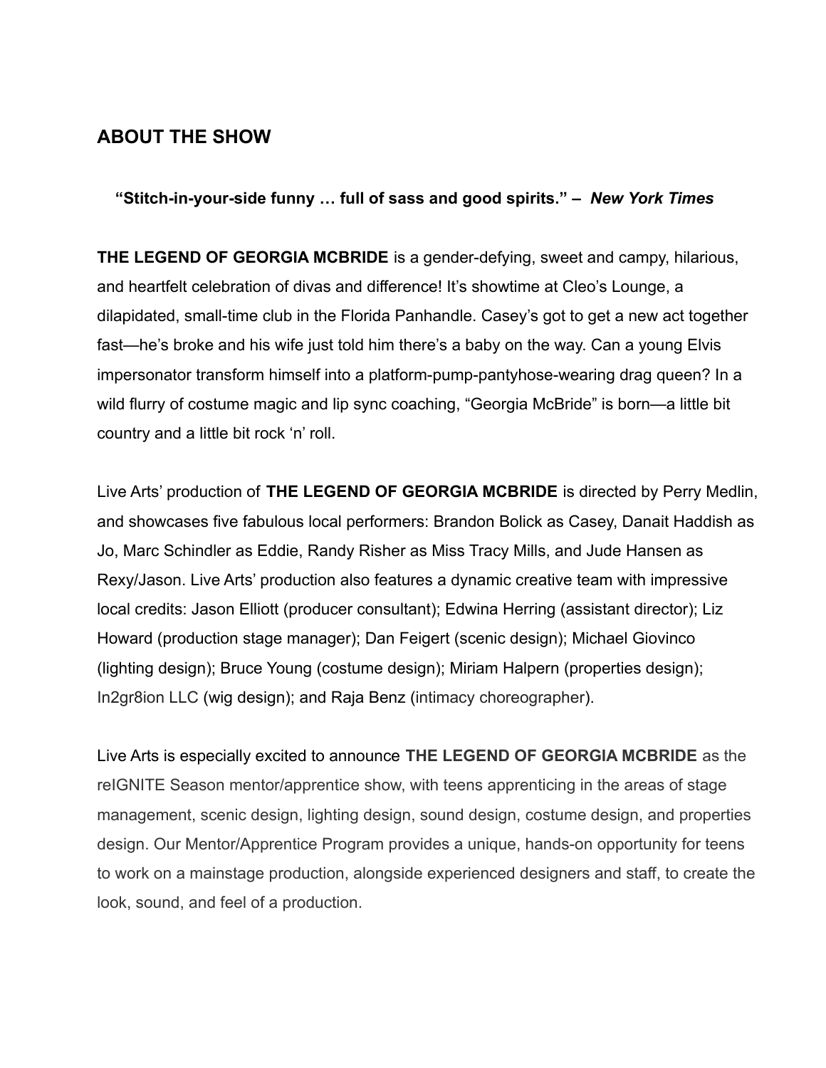## ABOUT THE SHOW

**"Stitch-in-your-side funny … full of sass and good spirits." –** ***New York Times***

**THE LEGEND OF GEORGIA MCBRIDE** is a gender-defying, sweet and campy, hilarious, and heartfelt celebration of divas and difference! It's showtime at Cleo's Lounge, a dilapidated, small-time club in the Florida Panhandle. Casey's got to get a new act together fast—he's broke and his wife just told him there's a baby on the way. Can a young Elvis impersonator transform himself into a platform-pump-pantyhose-wearing drag queen? In a wild flurry of costume magic and lip sync coaching, "Georgia McBride" is born—a little bit country and a little bit rock 'n' roll.

Live Arts' production of **THE LEGEND OF GEORGIA MCBRIDE** is directed by Perry Medlin, and showcases five fabulous local performers: Brandon Bolick as Casey, Danait Haddish as Jo, Marc Schindler as Eddie, Randy Risher as Miss Tracy Mills, and Jude Hansen as Rexy/Jason. Live Arts' production also features a dynamic creative team with impressive local credits: Jason Elliott (producer consultant); Edwina Herring (assistant director); Liz Howard (production stage manager); Dan Feigert (scenic design); Michael Giovinco (lighting design); Bruce Young (costume design); Miriam Halpern (properties design); In2gr8ion LLC (wig design); and Raja Benz (intimacy choreographer).

Live Arts is especially excited to announce **THE LEGEND OF GEORGIA MCBRIDE** as the reIGNITE Season mentor/apprentice show, with teens apprenticing in the areas of stage management, scenic design, lighting design, sound design, costume design, and properties design. Our Mentor/Apprentice Program provides a unique, hands-on opportunity for teens to work on a mainstage production, alongside experienced designers and staff, to create the look, sound, and feel of a production.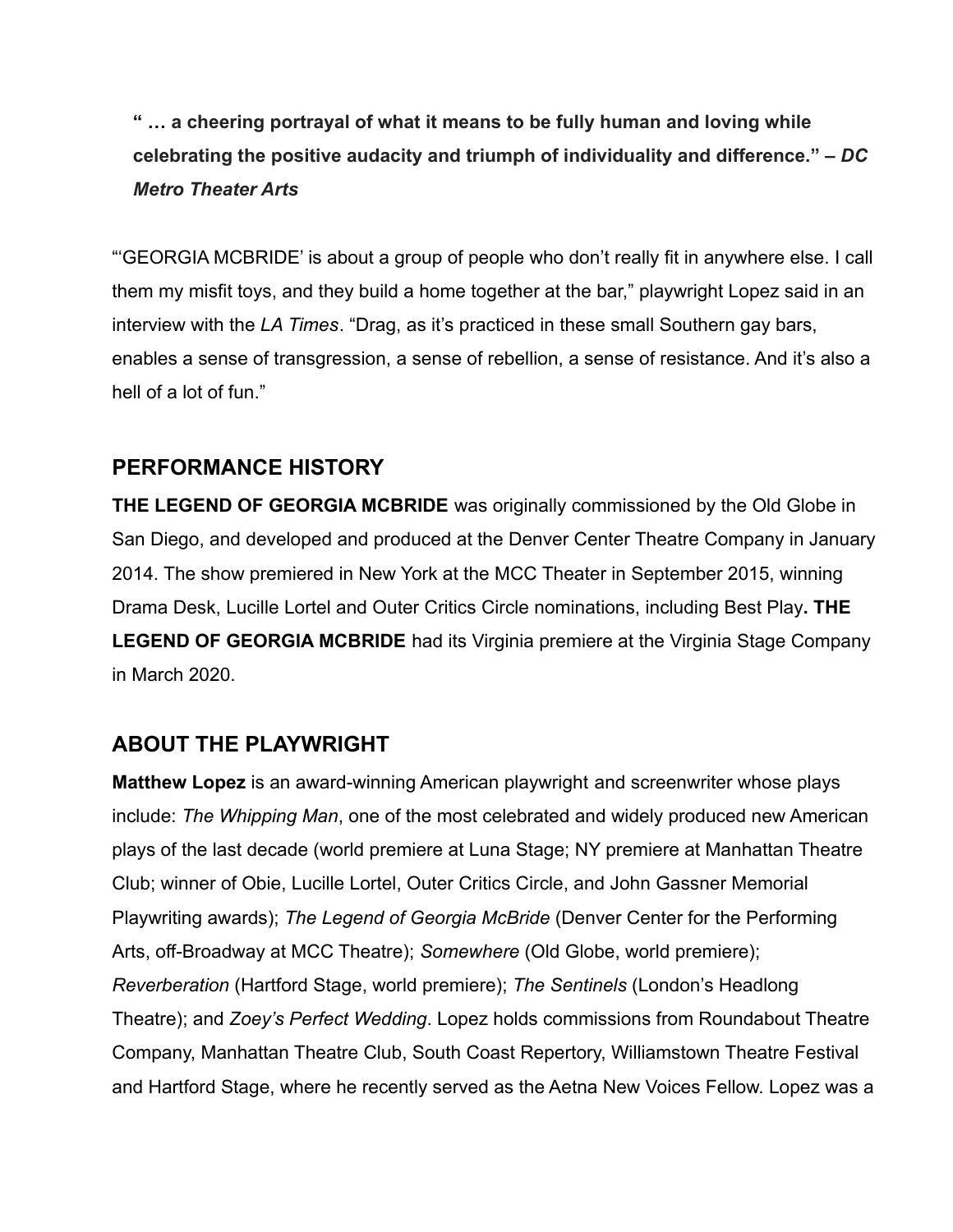**" … a cheering portrayal of what it means to be fully human and loving while celebrating the positive audacity and triumph of individuality and difference." –** ***DC Metro Theater Arts***

"'GEORGIA MCBRIDE' is about a group of people who don't really fit in anywhere else. I call them my misfit toys, and they build a home together at the bar," playwright Lopez said in an interview with the *LA Times*. "Drag, as it's practiced in these small Southern gay bars, enables a sense of transgression, a sense of rebellion, a sense of resistance. And it's also a hell of a lot of fun."

## PERFORMANCE HISTORY

**THE LEGEND OF GEORGIA MCBRIDE** was originally commissioned by the Old Globe in San Diego, and developed and produced at the Denver Center Theatre Company in January 2014. The show premiered in New York at the MCC Theater in September 2015, winning Drama Desk, Lucille Lortel and Outer Critics Circle nominations, including Best Play**. THE LEGEND OF GEORGIA MCBRIDE** had its Virginia premiere at the Virginia Stage Company in March 2020.

## ABOUT THE PLAYWRIGHT

**Matthew Lopez** is an award-winning American playwright and screenwriter whose plays include: *The Whipping Man*, one of the most celebrated and widely produced new American plays of the last decade (world premiere at Luna Stage; NY premiere at Manhattan Theatre Club; winner of Obie, Lucille Lortel, Outer Critics Circle, and John Gassner Memorial Playwriting awards); *The Legend of Georgia McBride* (Denver Center for the Performing Arts, off-Broadway at MCC Theatre); *Somewhere* (Old Globe, world premiere); *Reverberation* (Hartford Stage, world premiere); *The Sentinels* (London's Headlong Theatre); and *Zoey's Perfect Wedding*. Lopez holds commissions from Roundabout Theatre Company, Manhattan Theatre Club, South Coast Repertory, Williamstown Theatre Festival and Hartford Stage, where he recently served as the Aetna New Voices Fellow. Lopez was a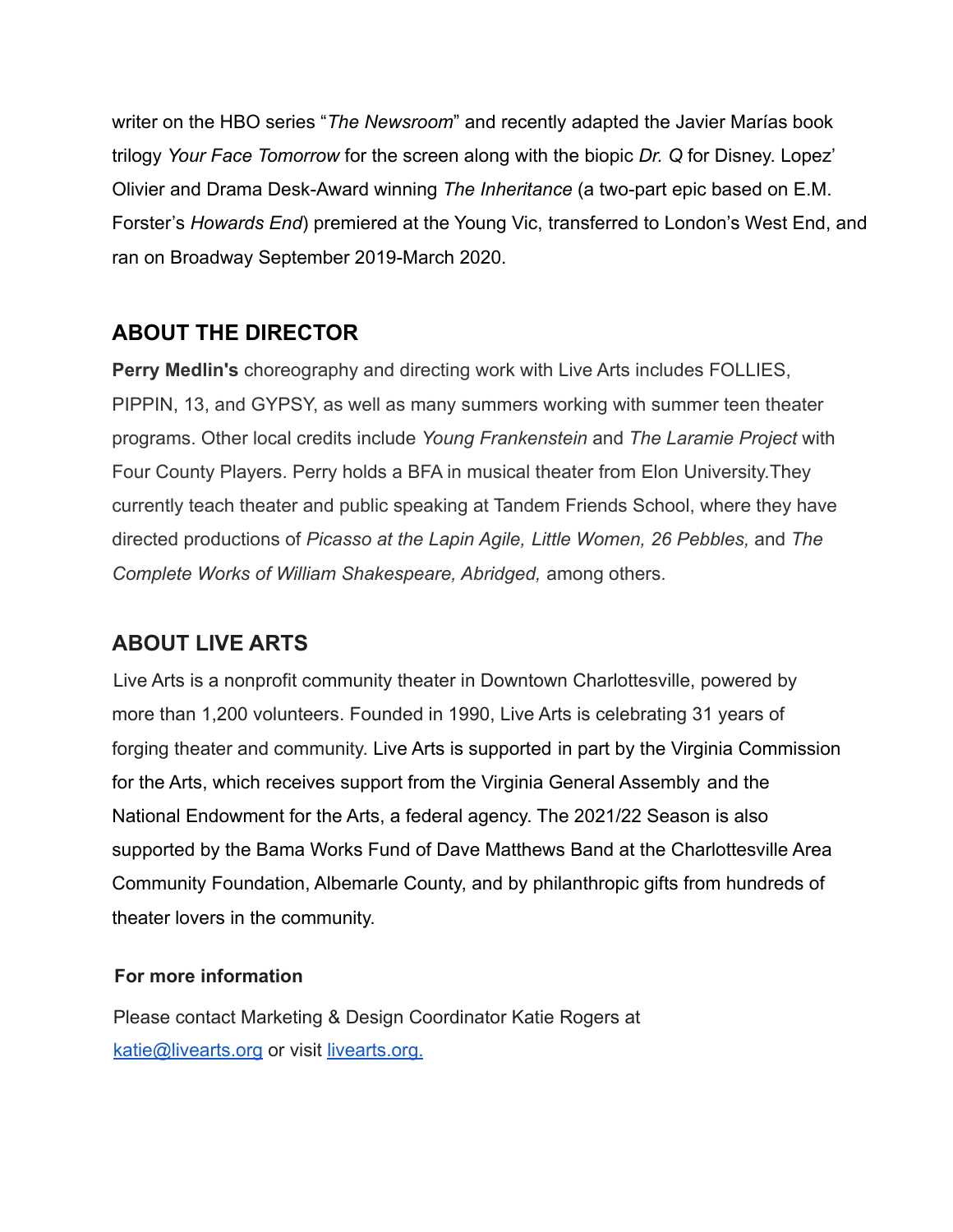writer on the HBO series "*The Newsroom*" and recently adapted the Javier Marías book trilogy *Your Face Tomorrow* for the screen along with the biopic *Dr. Q* for Disney. Lopez' Olivier and Drama Desk-Award winning *The Inheritance* (a two-part epic based on E.M. Forster's *Howards End*) premiered at the Young Vic, transferred to London's West End, and ran on Broadway September 2019-March 2020.

## ABOUT THE DIRECTOR

**Perry Medlin's** choreography and directing work with Live Arts includes FOLLIES, PIPPIN, 13, and GYPSY, as well as many summers working with summer teen theater programs. Other local credits include *Young Frankenstein* and *The Laramie Project* with Four County Players. Perry holds a BFA in musical theater from Elon University.They currently teach theater and public speaking at Tandem Friends School, where they have directed productions of *Picasso at the Lapin Agile, Little Women, 26 Pebbles,* and *The Complete Works of William Shakespeare, Abridged,* among others.

## ABOUT LIVE ARTS

Live Arts is a nonprofit community theater in Downtown Charlottesville, powered by more than 1,200 volunteers. Founded in 1990, Live Arts is celebrating 31 years of forging theater and community. Live Arts is supported in part by the Virginia Commission for the Arts, which receives support from the Virginia General Assembly and the National Endowment for the Arts, a federal agency. The 2021/22 Season is also supported by the Bama Works Fund of Dave Matthews Band at the Charlottesville Area Community Foundation, Albemarle County, and by philanthropic gifts from hundreds of theater lovers in the community.

### For more information

Please contact Marketing & Design Coordinator Katie Rogers at [katie@livearts.org](mailto:katie@livearts.org) or visit [livearts.org.](https://livearts.org)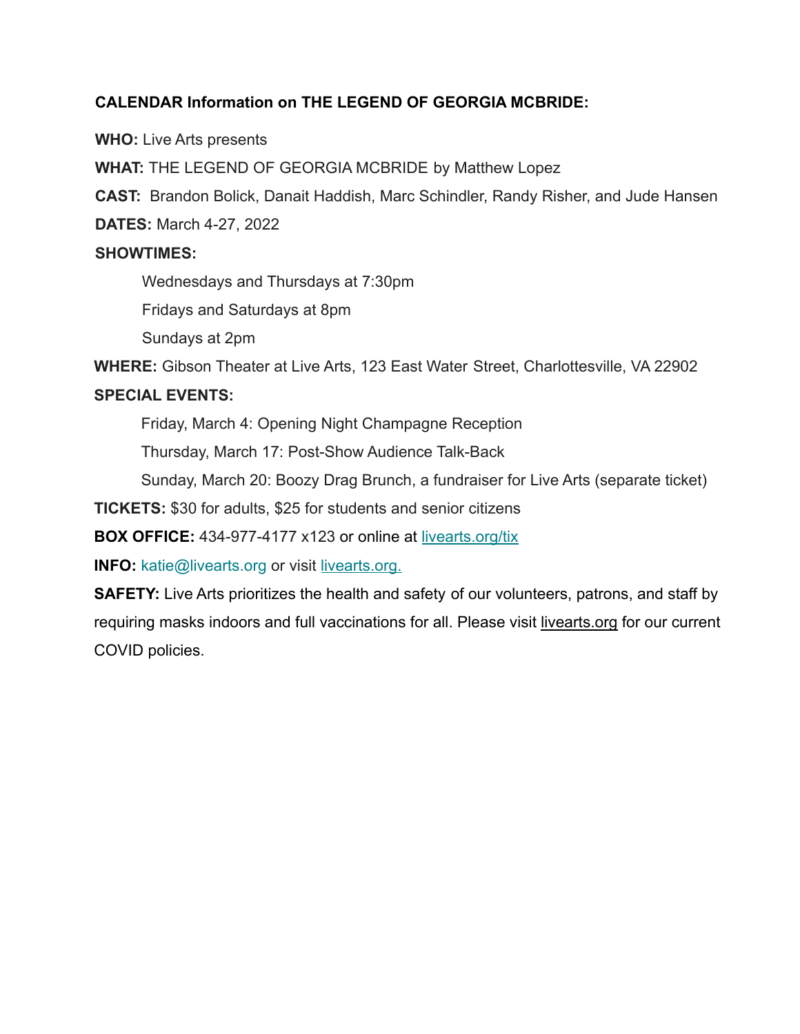**CALENDAR Information on THE LEGEND OF GEORGIA MCBRIDE:**

**WHO:** Live Arts presents

**WHAT:** THE LEGEND OF GEORGIA MCBRIDE by Matthew Lopez

**CAST:** Brandon Bolick, Danait Haddish, Marc Schindler, Randy Risher, and Jude Hansen

**DATES:** March 4-27, 2022

**SHOWTIMES:**

Wednesdays and Thursdays at 7:30pm

Fridays and Saturdays at 8pm

Sundays at 2pm

**WHERE:** Gibson Theater at Live Arts, 123 East Water Street, Charlottesville, VA 22902

**SPECIAL EVENTS:**

Friday, March 4: Opening Night Champagne Reception

Thursday, March 17: Post-Show Audience Talk-Back

Sunday, March 20: Boozy Drag Brunch, a fundraiser for Live Arts (separate ticket)

**TICKETS:** $30 for adults, $25 for students and senior citizens

**BOX OFFICE:** 434-977-4177 x123 or online at liveatrs.org/tix

**INFO:** katie@livearts.org or visit livearts.org.

**SAFETY:** Live Arts prioritizes the health and safety of our volunteers, patrons, and staff by requiring masks indoors and full vaccinations for all. Please visit livearts.org for our current COVID policies.

**CALENDAR Information on THE LEGEND OF GEORGIA MCBRIDE:**

**WHO:** Live Arts presents

**WHAT:** THE LEGEND OF GEORGIA MCBRIDE by Matthew Lopez

**CAST:** Brandon Bolick, Danait Haddish, Marc Schindler, Randy Risher, and Jude Hansen

**DATES:** March 4-27, 2022

**SHOWTIMES:**

Wednesdays and Thursdays at 7:30pm

Fridays and Saturdays at 8pm

Sundays at 2pm

**WHERE:** Gibson Theater at Live Arts, 123 East Water Street, Charlottesville, VA 22902

**SPECIAL EVENTS:**

Friday, March 4: Opening Night Champagne Reception

Thursday, March 17: Post-Show Audience Talk-Back

Sunday, March 20: Boozy Drag Brunch, a fundraiser for Live Arts (separate ticket)

**TICKETS:** $30 for adults, $25 for students and senior citizens

**BOX OFFICE:** 434-977-4177 x123 or online at livearts.org/tix

**INFO:** katie@livearts.org or visit livearts.org.

**SAFETY:** Live Arts prioritizes the health and safety of our volunteers, patrons, and staff by requiring masks indoors and full vaccinations for all. Please visit livearts.org for our current COVID policies.